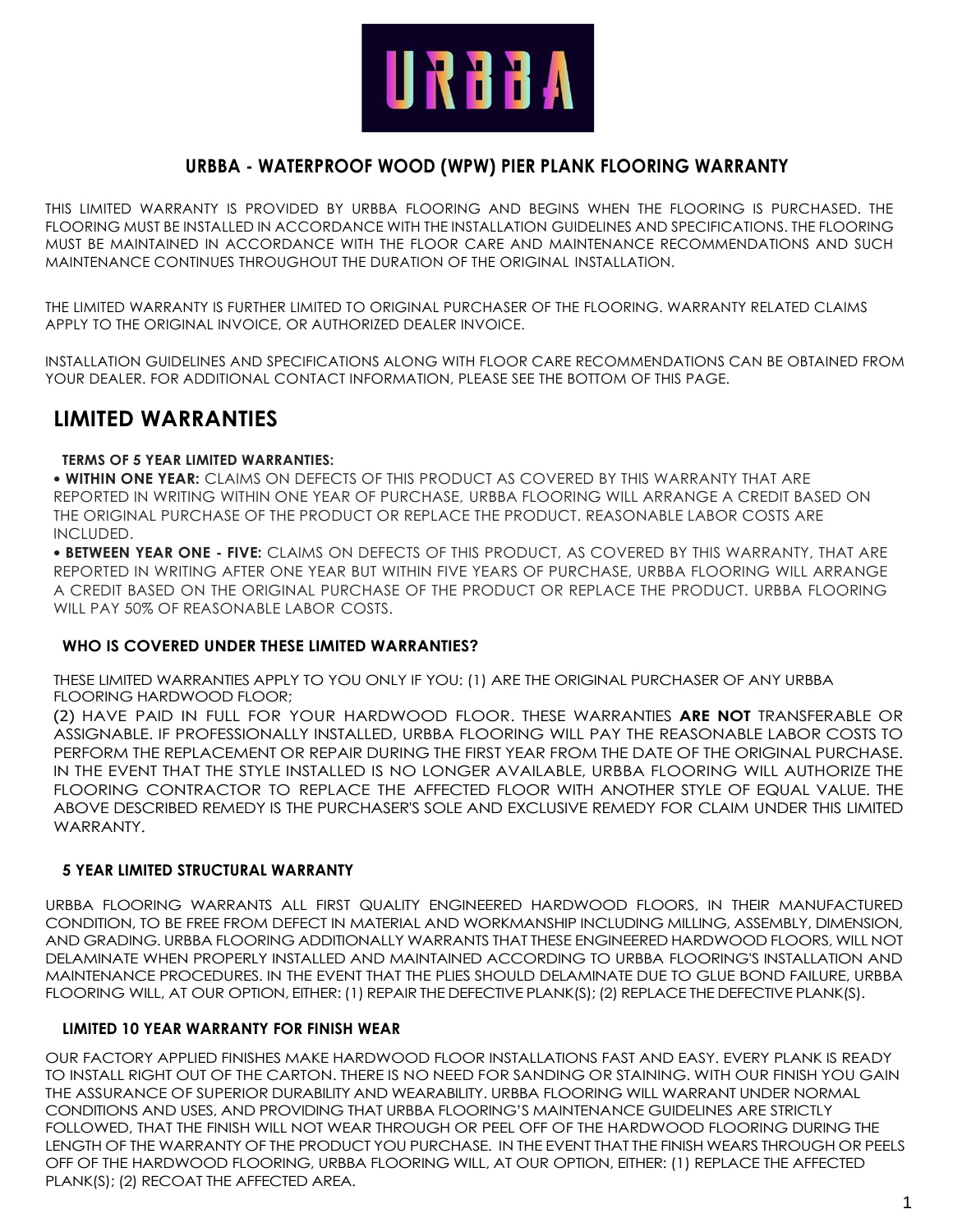URBBA

## URBBA - WATERPROOF WOOD (WPW) PIER PLANK FLOORING WARRANTY

THIS LIMITED WARRANTY IS PROVIDED BY URBBA FLOORING AND BEGINS WHEN THE FLOORING IS PURCHASED. THE FLOORING MUST BE INSTALLED IN ACCORDANCE WITH THE INSTALLATION GUIDELINES AND SPECIFICATIONS. THE FLOORING MUST BE MAINTAINED IN ACCORDANCE WITH THE FLOOR CARE AND MAINTENANCE RECOMMENDATIONS AND SUCH MAINTENANCE CONTINUES THROUGHOUT THE DURATION OF THE ORIGINAL INSTALLATION.

THE LIMITED WARRANTY IS FURTHER LIMITED TO ORIGINAL PURCHASER OF THE FLOORING. WARRANTY RELATED CLAIMS APPLY TO THE ORIGINAL INVOICE, OR AUTHORIZED DEALER INVOICE.

INSTALLATION GUIDELINES AND SPECIFICATIONS ALONG WITH FLOOR CARE RECOMMENDATIONS CAN BE OBTAINED FROM YOUR DEALER. FOR ADDITIONAL CONTACT INFORMATION, PLEASE SEE THE BOTTOM OF THIS PAGE.

# LIMITED WARRANTIES

### TERMS OF 5 YEAR LIMITED WARRANTIES:

- **WITHIN ONE YEAR:** CLAIMS ON DEFECTS OF THIS PRODUCT AS COVERED BY THIS WARRANTY THAT ARE REPORTED IN WRITING WITHIN ONE YEAR OF PURCHASE, URBBA FLOORING WILL ARRANGE A CREDIT BASED ON THE ORIGINAL PURCHASE OF THE PRODUCT OR REPLACE THE PRODUCT. REASONABLE LABOR COSTS ARE INCLUDED.
- **BETWEEN YEAR ONE - FIVE:** CLAIMS ON DEFECTS OF THIS PRODUCT, AS COVERED BY THIS WARRANTY, THAT ARE REPORTED IN WRITING AFTER ONE YEAR BUT WITHIN FIVE YEARS OF PURCHASE, URBBA FLOORING WILL ARRANGE A CREDIT BASED ON THE ORIGINAL PURCHASE OF THE PRODUCT OR REPLACE THE PRODUCT. URBBA FLOORING WILL PAY 50% OF REASONABLE LABOR COSTS.

### WHO IS COVERED UNDER THESE LIMITED WARRANTIES?

THESE LIMITED WARRANTIES APPLY TO YOU ONLY IF YOU: (1) ARE THE ORIGINAL PURCHASER OF ANY URBBA FLOORING HARDWOOD FLOOR;

(2) HAVE PAID IN FULL FOR YOUR HARDWOOD FLOOR. THESE WARRANTIES **ARE NOT** TRANSFERABLE OR ASSIGNABLE. IF PROFESSIONALLY INSTALLED, URBBA FLOORING WILL PAY THE REASONABLE LABOR COSTS TO PERFORM THE REPLACEMENT OR REPAIR DURING THE FIRST YEAR FROM THE DATE OF THE ORIGINAL PURCHASE. IN THE EVENT THAT THE STYLE INSTALLED IS NO LONGER AVAILABLE, URBBA FLOORING WILL AUTHORIZE THE FLOORING CONTRACTOR TO REPLACE THE AFFECTED FLOOR WITH ANOTHER STYLE OF EQUAL VALUE. THE ABOVE DESCRIBED REMEDY IS THE PURCHASER'S SOLE AND EXCLUSIVE REMEDY FOR CLAIM UNDER THIS LIMITED WARRANTY.

### 5 YEAR LIMITED STRUCTURAL WARRANTY

URBBA FLOORING WARRANTS ALL FIRST QUALITY ENGINEERED HARDWOOD FLOORS, IN THEIR MANUFACTURED CONDITION, TO BE FREE FROM DEFECT IN MATERIAL AND WORKMANSHIP INCLUDING MILLING, ASSEMBLY, DIMENSION, AND GRADING. URBBA FLOORING ADDITIONALLY WARRANTS THAT THESE ENGINEERED HARDWOOD FLOORS, WILL NOT DELAMINATE WHEN PROPERLY INSTALLED AND MAINTAINED ACCORDING TO URBBA FLOORING'S INSTALLATION AND MAINTENANCE PROCEDURES. IN THE EVENT THAT THE PLIES SHOULD DELAMINATE DUE TO GLUE BOND FAILURE, URBBA FLOORING WILL, AT OUR OPTION, EITHER: (1) REPAIR THE DEFECTIVE PLANK(S); (2) REPLACE THE DEFECTIVE PLANK(S).

### LIMITED 10 YEAR WARRANTY FOR FINISH WEAR

OUR FACTORY APPLIED FINISHES MAKE HARDWOOD FLOOR INSTALLATIONS FAST AND EASY. EVERY PLANK IS READY TO INSTALL RIGHT OUT OF THE CARTON. THERE IS NO NEED FOR SANDING OR STAINING. WITH OUR FINISH YOU GAIN THE ASSURANCE OF SUPERIOR DURABILITY AND WEARABILITY. URBBA FLOORING WILL WARRANT UNDER NORMAL CONDITIONS AND USES, AND PROVIDING THAT URBBA FLOORING'S MAINTENANCE GUIDELINES ARE STRICTLY FOLLOWED, THAT THE FINISH WILL NOT WEAR THROUGH OR PEEL OFF OF THE HARDWOOD FLOORING DURING THE LENGTH OF THE WARRANTY OF THE PRODUCT YOU PURCHASE. IN THE EVENT THAT THE FINISH WEARS THROUGH OR PEELS OFF OF THE HARDWOOD FLOORING, URBBA FLOORING WILL, AT OUR OPTION, EITHER: (1) REPLACE THE AFFECTED PLANK(S); (2) RECOAT THE AFFECTED AREA.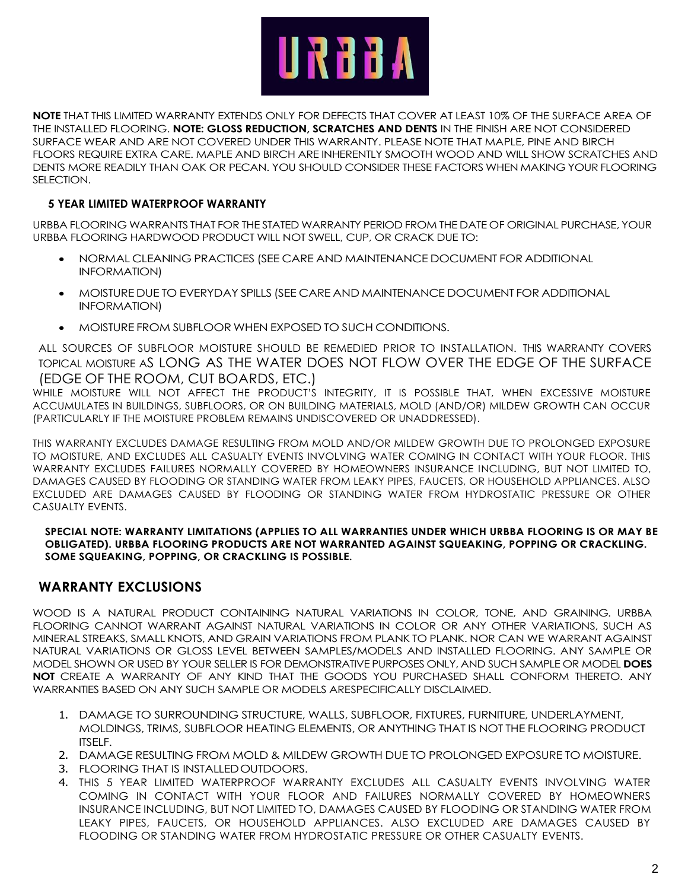**NOTE** THAT THIS LIMITED WARRANTY EXTENDS ONLY FOR DEFECTS THAT COVER AT LEAST 10% OF THE SURFACE AREA OF THE INSTALLED FLOORING. **NOTE: GLOSS REDUCTION, SCRATCHES AND DENTS** IN THE FINISH ARE NOT CONSIDERED SURFACE WEAR AND ARE NOT COVERED UNDER THIS WARRANTY. PLEASE NOTE THAT MAPLE, PINE AND BIRCH FLOORS REQUIRE EXTRA CARE. MAPLE AND BIRCH ARE INHERENTLY SMOOTH WOOD AND WILL SHOW SCRATCHES AND DENTS MORE READILY THAN OAK OR PECAN. YOU SHOULD CONSIDER THESE FACTORS WHEN MAKING YOUR FLOORING SELECTION.

### 5 YEAR LIMITED WATERPROOF WARRANTY

URBBA FLOORING WARRANTS THAT FOR THE STATED WARRANTY PERIOD FROM THE DATE OF ORIGINAL PURCHASE, YOUR URBBA FLOORING HARDWOOD PRODUCT WILL NOT SWELL, CUP, OR CRACK DUE TO:

- NORMAL CLEANING PRACTICES (SEE CARE AND MAINTENANCE DOCUMENT FOR ADDITIONAL INFORMATION)
- MOISTURE DUE TO EVERYDAY SPILLS (SEE CARE AND MAINTENANCE DOCUMENT FOR ADDITIONAL INFORMATION)
- MOISTURE FROM SUBFLOOR WHEN EXPOSED TO SUCH CONDITIONS.

ALL SOURCES OF SUBFLOOR MOISTURE SHOULD BE REMEDIED PRIOR TO INSTALLATION. THIS WARRANTY COVERS TOPICAL MOISTURE AS LONG AS THE WATER DOES NOT FLOW OVER THE EDGE OF THE SURFACE (EDGE OF THE ROOM, CUT BOARDS, ETC.)

WHILE MOISTURE WILL NOT AFFECT THE PRODUCT'S INTEGRITY, IT IS POSSIBLE THAT, WHEN EXCESSIVE MOISTURE ACCUMULATES IN BUILDINGS, SUBFLOORS, OR ON BUILDING MATERIALS, MOLD (AND/OR) MILDEW GROWTH CAN OCCUR (PARTICULARLY IF THE MOISTURE PROBLEM REMAINS UNDISCOVERED OR UNADDRESSED).

THIS WARRANTY EXCLUDES DAMAGE RESULTING FROM MOLD AND/OR MILDEW GROWTH DUE TO PROLONGED EXPOSURE TO MOISTURE, AND EXCLUDES ALL CASUALTY EVENTS INVOLVING WATER COMING IN CONTACT WITH YOUR FLOOR. THIS WARRANTY EXCLUDES FAILURES NORMALLY COVERED BY HOMEOWNERS INSURANCE INCLUDING, BUT NOT LIMITED TO, DAMAGES CAUSED BY FLOODING OR STANDING WATER FROM LEAKY PIPES, FAUCETS, OR HOUSEHOLD APPLIANCES. ALSO EXCLUDED ARE DAMAGES CAUSED BY FLOODING OR STANDING WATER FROM HYDROSTATIC PRESSURE OR OTHER CASUALTY EVENTS.

**SPECIAL NOTE: WARRANTY LIMITATIONS (APPLIES TO ALL WARRANTIES UNDER WHICH URBBA FLOORING IS OR MAY BE OBLIGATED). URBBA FLOORING PRODUCTS ARE NOT WARRANTED AGAINST SQUEAKING, POPPING OR CRACKLING. SOME SQUEAKING, POPPING, OR CRACKLING IS POSSIBLE.**

## WARRANTY EXCLUSIONS

WOOD IS A NATURAL PRODUCT CONTAINING NATURAL VARIATIONS IN COLOR, TONE, AND GRAINING. URBBA FLOORING CANNOT WARRANT AGAINST NATURAL VARIATIONS IN COLOR OR ANY OTHER VARIATIONS, SUCH AS MINERAL STREAKS, SMALL KNOTS, AND GRAIN VARIATIONS FROM PLANK TO PLANK. NOR CAN WE WARRANT AGAINST NATURAL VARIATIONS OR GLOSS LEVEL BETWEEN SAMPLES/MODELS AND INSTALLED FLOORING. ANY SAMPLE OR MODEL SHOWN OR USED BY YOUR SELLER IS FOR DEMONSTRATIVE PURPOSES ONLY, AND SUCH SAMPLE OR MODEL **DOES NOT** CREATE A WARRANTY OF ANY KIND THAT THE GOODS YOU PURCHASED SHALL CONFORM THERETO. ANY WARRANTIES BASED ON ANY SUCH SAMPLE OR MODELS ARESPECIFICALLY DISCLAIMED.

1. DAMAGE TO SURROUNDING STRUCTURE, WALLS, SUBFLOOR, FIXTURES, FURNITURE, UNDERLAYMENT, MOLDINGS, TRIMS, SUBFLOOR HEATING ELEMENTS, OR ANYTHING THAT IS NOT THE FLOORING PRODUCT ITSELF.
2. DAMAGE RESULTING FROM MOLD & MILDEW GROWTH DUE TO PROLONGED EXPOSURE TO MOISTURE.
3. FLOORING THAT IS INSTALLED OUTDOORS.
4. THIS 5 YEAR LIMITED WATERPROOF WARRANTY EXCLUDES ALL CASUALTY EVENTS INVOLVING WATER COMING IN CONTACT WITH YOUR FLOOR AND FAILURES NORMALLY COVERED BY HOMEOWNERS INSURANCE INCLUDING, BUT NOT LIMITED TO, DAMAGES CAUSED BY FLOODING OR STANDING WATER FROM LEAKY PIPES, FAUCETS, OR HOUSEHOLD APPLIANCES. ALSO EXCLUDED ARE DAMAGES CAUSED BY FLOODING OR STANDING WATER FROM HYDROSTATIC PRESSURE OR OTHER CASUALTY EVENTS.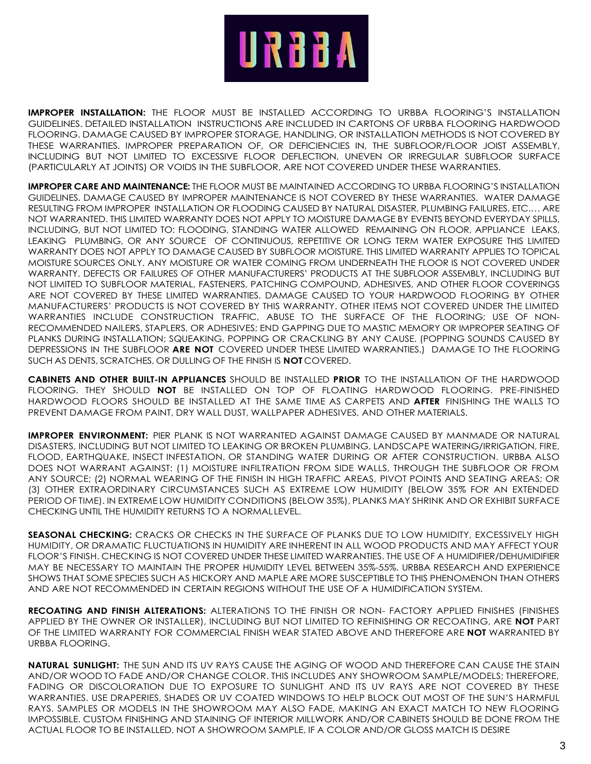**IMPROPER INSTALLATION:** THE FLOOR MUST BE INSTALLED ACCORDING TO URBBA FLOORING'S INSTALLATION GUIDELINES. DETAILED INSTALLATION INSTRUCTIONS ARE INCLUDED IN CARTONS OF URBBA FLOORING HARDWOOD FLOORING. DAMAGE CAUSED BY IMPROPER STORAGE, HANDLING, OR INSTALLATION METHODS IS NOT COVERED BY THESE WARRANTIES. IMPROPER PREPARATION OF, OR DEFICIENCIES IN, THE SUBFLOOR/FLOOR JOIST ASSEMBLY, INCLUDING BUT NOT LIMITED TO EXCESSIVE FLOOR DEFLECTION, UNEVEN OR IRREGULAR SUBFLOOR SURFACE (PARTICULARLY AT JOINTS) OR VOIDS IN THE SUBFLOOR, ARE NOT COVERED UNDER THESE WARRANTIES.

**IMPROPER CARE AND MAINTENANCE:** THE FLOOR MUST BE MAINTAINED ACCORDING TO URBBA FLOORING'S INSTALLATION GUIDELINES. DAMAGE CAUSED BY IMPROPER MAINTENANCE IS NOT COVERED BY THESE WARRANTIES. WATER DAMAGE RESULTING FROM IMPROPER INSTALLATION OR FLOODING CAUSED BY NATURAL DISASTER, PLUMBING FAILURES, ETC.… ARE NOT WARRANTED. THIS LIMITED WARRANTY DOES NOT APPLY TO MOISTURE DAMAGE BY EVENTS BEYOND EVERYDAY SPILLS, INCLUDING, BUT NOT LIMITED TO: FLOODING, STANDING WATER ALLOWED REMAINING ON FLOOR, APPLIANCE LEAKS, LEAKING PLUMBING, OR ANY SOURCE OF CONTINUOUS, REPETITIVE OR LONG TERM WATER EXPOSURE THIS LIMITED WARRANTY DOES NOT APPLY TO DAMAGE CAUSED BY SUBFLOOR MOISTURE. THIS LIMITED WARRANTY APPLIES TO TOPICAL MOISTURE SOURCES ONLY. ANY MOISTURE OR WATER COMING FROM UNDERNEATH THE FLOOR IS NOT COVERED UNDER WARRANTY. DEFECTS OR FAILURES OF OTHER MANUFACTURERS' PRODUCTS AT THE SUBFLOOR ASSEMBLY, INCLUDING BUT NOT LIMITED TO SUBFLOOR MATERIAL, FASTENERS, PATCHING COMPOUND, ADHESIVES, AND OTHER FLOOR COVERINGS ARE NOT COVERED BY THESE LIMITED WARRANTIES. DAMAGE CAUSED TO YOUR HARDWOOD FLOORING BY OTHER MANUFACTURERS' PRODUCTS IS NOT COVERED BY THIS WARRANTY. OTHER ITEMS NOT COVERED UNDER THE LIMITED WARRANTIES INCLUDE CONSTRUCTION TRAFFIC, ABUSE TO THE SURFACE OF THE FLOORING; USE OF NON-RECOMMENDED NAILERS, STAPLERS, OR ADHESIVES; END GAPPING DUE TO MASTIC MEMORY OR IMPROPER SEATING OF PLANKS DURING INSTALLATION; SQUEAKING, POPPING OR CRACKLING BY ANY CAUSE. (POPPING SOUNDS CAUSED BY DEPRESSIONS IN THE SUBFLOOR **ARE NOT** COVERED UNDER THESE LIMITED WARRANTIES.) DAMAGE TO THE FLOORING SUCH AS DENTS, SCRATCHES, OR DULLING OF THE FINISH IS **NOT** COVERED.

**CABINETS AND OTHER BUILT-IN APPLIANCES** SHOULD BE INSTALLED **PRIOR** TO THE INSTALLATION OF THE HARDWOOD FLOORING. THEY SHOULD **NOT** BE INSTALLED ON TOP OF FLOATING HARDWOOD FLOORING. PRE-FINISHED HARDWOOD FLOORS SHOULD BE INSTALLED AT THE SAME TIME AS CARPETS AND **AFTER** FINISHING THE WALLS TO PREVENT DAMAGE FROM PAINT, DRY WALL DUST, WALLPAPER ADHESIVES, AND OTHER MATERIALS.

**IMPROPER ENVIRONMENT:** PIER PLANK IS NOT WARRANTED AGAINST DAMAGE CAUSED BY MANMADE OR NATURAL DISASTERS, INCLUDING BUT NOT LIMITED TO LEAKING OR BROKEN PLUMBING, LANDSCAPE WATERING/IRRIGATION, FIRE, FLOOD, EARTHQUAKE, INSECT INFESTATION, OR STANDING WATER DURING OR AFTER CONSTRUCTION. URBBA ALSO DOES NOT WARRANT AGAINST: (1) MOISTURE INFILTRATION FROM SIDE WALLS, THROUGH THE SUBFLOOR OR FROM ANY SOURCE; (2) NORMAL WEARING OF THE FINISH IN HIGH TRAFFIC AREAS, PIVOT POINTS AND SEATING AREAS; OR (3) OTHER EXTRAORDINARY CIRCUMSTANCES SUCH AS EXTREME LOW HUMIDITY (BELOW 35% FOR AN EXTENDED PERIOD OF TIME). IN EXTREME LOW HUMIDITY CONDITIONS (BELOW 35%), PLANKS MAY SHRINK AND OR EXHIBIT SURFACE CHECKING UNTIL THE HUMIDITY RETURNS TO A NORMAL LEVEL.

**SEASONAL CHECKING:** CRACKS OR CHECKS IN THE SURFACE OF PLANKS DUE TO LOW HUMIDITY, EXCESSIVELY HIGH HUMIDITY, OR DRAMATIC FLUCTUATIONS IN HUMIDITY ARE INHERENT IN ALL WOOD PRODUCTS AND MAY AFFECT YOUR FLOOR'S FINISH. CHECKING IS NOT COVERED UNDER THESE LIMITED WARRANTIES. THE USE OF A HUMIDIFIER/DEHUMIDIFIER MAY BE NECESSARY TO MAINTAIN THE PROPER HUMIDITY LEVEL BETWEEN 35%-55%. URBBA RESEARCH AND EXPERIENCE SHOWS THAT SOME SPECIES SUCH AS HICKORY AND MAPLE ARE MORE SUSCEPTIBLE TO THIS PHENOMENON THAN OTHERS AND ARE NOT RECOMMENDED IN CERTAIN REGIONS WITHOUT THE USE OF A HUMIDIFICATION SYSTEM.

**RECOATING AND FINISH ALTERATIONS:** ALTERATIONS TO THE FINISH OR NON- FACTORY APPLIED FINISHES (FINISHES APPLIED BY THE OWNER OR INSTALLER), INCLUDING BUT NOT LIMITED TO REFINISHING OR RECOATING, ARE **NOT** PART OF THE LIMITED WARRANTY FOR COMMERCIAL FINISH WEAR STATED ABOVE AND THEREFORE ARE **NOT** WARRANTED BY URBBA FLOORING.

**NATURAL SUNLIGHT:** THE SUN AND ITS UV RAYS CAUSE THE AGING OF WOOD AND THEREFORE CAN CAUSE THE STAIN AND/OR WOOD TO FADE AND/OR CHANGE COLOR. THIS INCLUDES ANY SHOWROOM SAMPLE/MODELS; THEREFORE, FADING OR DISCOLORATION DUE TO EXPOSURE TO SUNLIGHT AND ITS UV RAYS ARE NOT COVERED BY THESE WARRANTIES. USE DRAPERIES, SHADES OR UV COATED WINDOWS TO HELP BLOCK OUT MOST OF THE SUN'S HARMFUL RAYS. SAMPLES OR MODELS IN THE SHOWROOM MAY ALSO FADE, MAKING AN EXACT MATCH TO NEW FLOORING IMPOSSIBLE. CUSTOM FINISHING AND STAINING OF INTERIOR MILLWORK AND/OR CABINETS SHOULD BE DONE FROM THE ACTUAL FLOOR TO BE INSTALLED, NOT A SHOWROOM SAMPLE, IF A COLOR AND/OR GLOSS MATCH IS DESIRE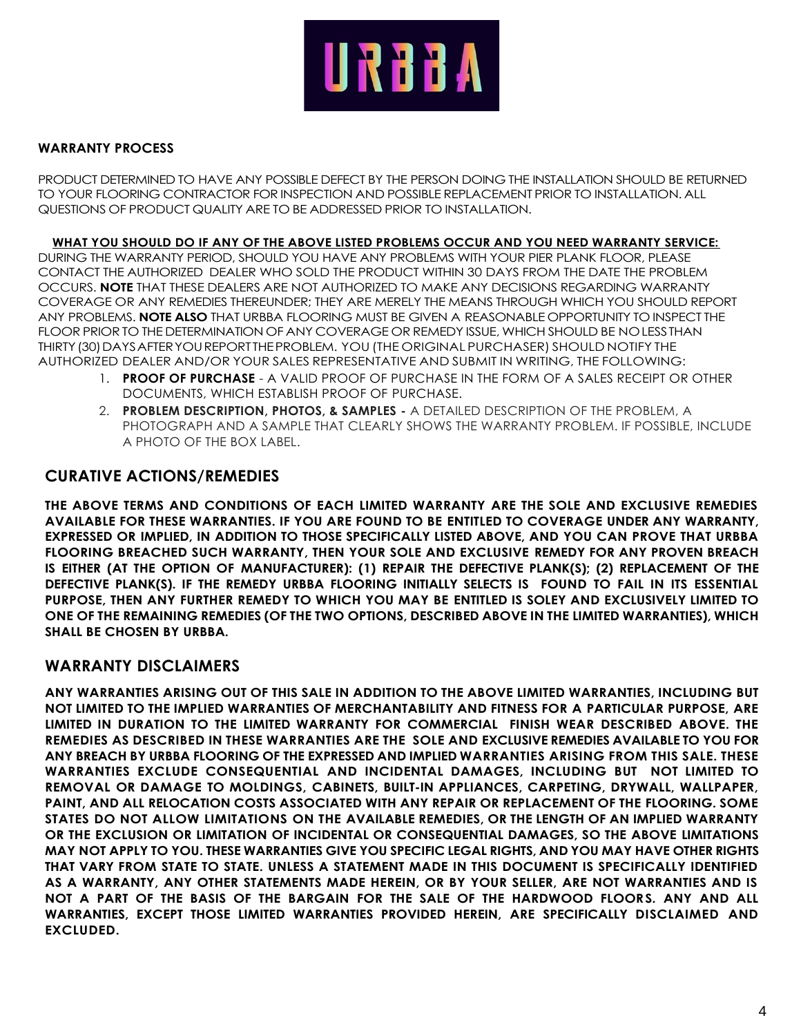URBBA

**WARRANTY PROCESS**

PRODUCT DETERMINED TO HAVE ANY POSSIBLE DEFECT BY THE PERSON DOING THE INSTALLATION SHOULD BE RETURNED TO YOUR FLOORING CONTRACTOR FOR INSPECTION AND POSSIBLE REPLACEMENT PRIOR TO INSTALLATION. ALL QUESTIONS OF PRODUCT QUALITY ARE TO BE ADDRESSED PRIOR TO INSTALLATION.

**WHAT YOU SHOULD DO IF ANY OF THE ABOVE LISTED PROBLEMS OCCUR AND YOU NEED WARRANTY SERVICE:**
DURING THE WARRANTY PERIOD, SHOULD YOU HAVE ANY PROBLEMS WITH YOUR PIER PLANK FLOOR, PLEASE CONTACT THE AUTHORIZED DEALER WHO SOLD THE PRODUCT WITHIN 30 DAYS FROM THE DATE THE PROBLEM OCCURS. **NOTE** THAT THESE DEALERS ARE NOT AUTHORIZED TO MAKE ANY DECISIONS REGARDING WARRANTY COVERAGE OR ANY REMEDIES THEREUNDER; THEY ARE MERELY THE MEANS THROUGH WHICH YOU SHOULD REPORT ANY PROBLEMS. **NOTE ALSO** THAT URBBA FLOORING MUST BE GIVEN A REASONABLE OPPORTUNITY TO INSPECT THE FLOOR PRIOR TO THE DETERMINATION OF ANY COVERAGE OR REMEDY ISSUE, WHICH SHOULD BE NO LESS THAN THIRTY (30) DAYS AFTER YOU REPORT THE PROBLEM. YOU (THE ORIGINAL PURCHASER) SHOULD NOTIFY THE AUTHORIZED DEALER AND/OR YOUR SALES REPRESENTATIVE AND SUBMIT IN WRITING, THE FOLLOWING:

1. **PROOF OF PURCHASE** - A VALID PROOF OF PURCHASE IN THE FORM OF A SALES RECEIPT OR OTHER DOCUMENTS, WHICH ESTABLISH PROOF OF PURCHASE.
2. **PROBLEM DESCRIPTION, PHOTOS, & SAMPLES -** A DETAILED DESCRIPTION OF THE PROBLEM, A PHOTOGRAPH AND A SAMPLE THAT CLEARLY SHOWS THE WARRANTY PROBLEM. IF POSSIBLE, INCLUDE A PHOTO OF THE BOX LABEL.

## CURATIVE ACTIONS/REMEDIES

**THE ABOVE TERMS AND CONDITIONS OF EACH LIMITED WARRANTY ARE THE SOLE AND EXCLUSIVE REMEDIES AVAILABLE FOR THESE WARRANTIES. IF YOU ARE FOUND TO BE ENTITLED TO COVERAGE UNDER ANY WARRANTY, EXPRESSED OR IMPLIED, IN ADDITION TO THOSE SPECIFICALLY LISTED ABOVE, AND YOU CAN PROVE THAT URBBA FLOORING BREACHED SUCH WARRANTY, THEN YOUR SOLE AND EXCLUSIVE REMEDY FOR ANY PROVEN BREACH IS EITHER (AT THE OPTION OF MANUFACTURER): (1) REPAIR THE DEFECTIVE PLANK(S); (2) REPLACEMENT OF THE DEFECTIVE PLANK(S). IF THE REMEDY URBBA FLOORING INITIALLY SELECTS IS FOUND TO FAIL IN ITS ESSENTIAL PURPOSE, THEN ANY FURTHER REMEDY TO WHICH YOU MAY BE ENTITLED IS SOLEY AND EXCLUSIVELY LIMITED TO ONE OF THE REMAINING REMEDIES (OF THE TWO OPTIONS, DESCRIBED ABOVE IN THE LIMITED WARRANTIES), WHICH SHALL BE CHOSEN BY URBBA.**

## WARRANTY DISCLAIMERS

**ANY WARRANTIES ARISING OUT OF THIS SALE IN ADDITION TO THE ABOVE LIMITED WARRANTIES, INCLUDING BUT NOT LIMITED TO THE IMPLIED WARRANTIES OF MERCHANTABILITY AND FITNESS FOR A PARTICULAR PURPOSE, ARE LIMITED IN DURATION TO THE LIMITED WARRANTY FOR COMMERCIAL FINISH WEAR DESCRIBED ABOVE. THE REMEDIES AS DESCRIBED IN THESE WARRANTIES ARE THE SOLE AND EXCLUSIVE REMEDIES AVAILABLE TO YOU FOR ANY BREACH BY URBBA FLOORING OF THE EXPRESSED AND IMPLIED WARRANTIES ARISING FROM THIS SALE. THESE WARRANTIES EXCLUDE CONSEQUENTIAL AND INCIDENTAL DAMAGES, INCLUDING BUT NOT LIMITED TO REMOVAL OR DAMAGE TO MOLDINGS, CABINETS, BUILT-IN APPLIANCES, CARPETING, DRYWALL, WALLPAPER, PAINT, AND ALL RELOCATION COSTS ASSOCIATED WITH ANY REPAIR OR REPLACEMENT OF THE FLOORING. SOME STATES DO NOT ALLOW LIMITATIONS ON THE AVAILABLE REMEDIES, OR THE LENGTH OF AN IMPLIED WARRANTY OR THE EXCLUSION OR LIMITATION OF INCIDENTAL OR CONSEQUENTIAL DAMAGES, SO THE ABOVE LIMITATIONS MAY NOT APPLY TO YOU. THESE WARRANTIES GIVE YOU SPECIFIC LEGAL RIGHTS, AND YOU MAY HAVE OTHER RIGHTS THAT VARY FROM STATE TO STATE. UNLESS A STATEMENT MADE IN THIS DOCUMENT IS SPECIFICALLY IDENTIFIED AS A WARRANTY, ANY OTHER STATEMENTS MADE HEREIN, OR BY YOUR SELLER, ARE NOT WARRANTIES AND IS NOT A PART OF THE BASIS OF THE BARGAIN FOR THE SALE OF THE HARDWOOD FLOORS. ANY AND ALL WARRANTIES, EXCEPT THOSE LIMITED WARRANTIES PROVIDED HEREIN, ARE SPECIFICALLY DISCLAIMED AND EXCLUDED.**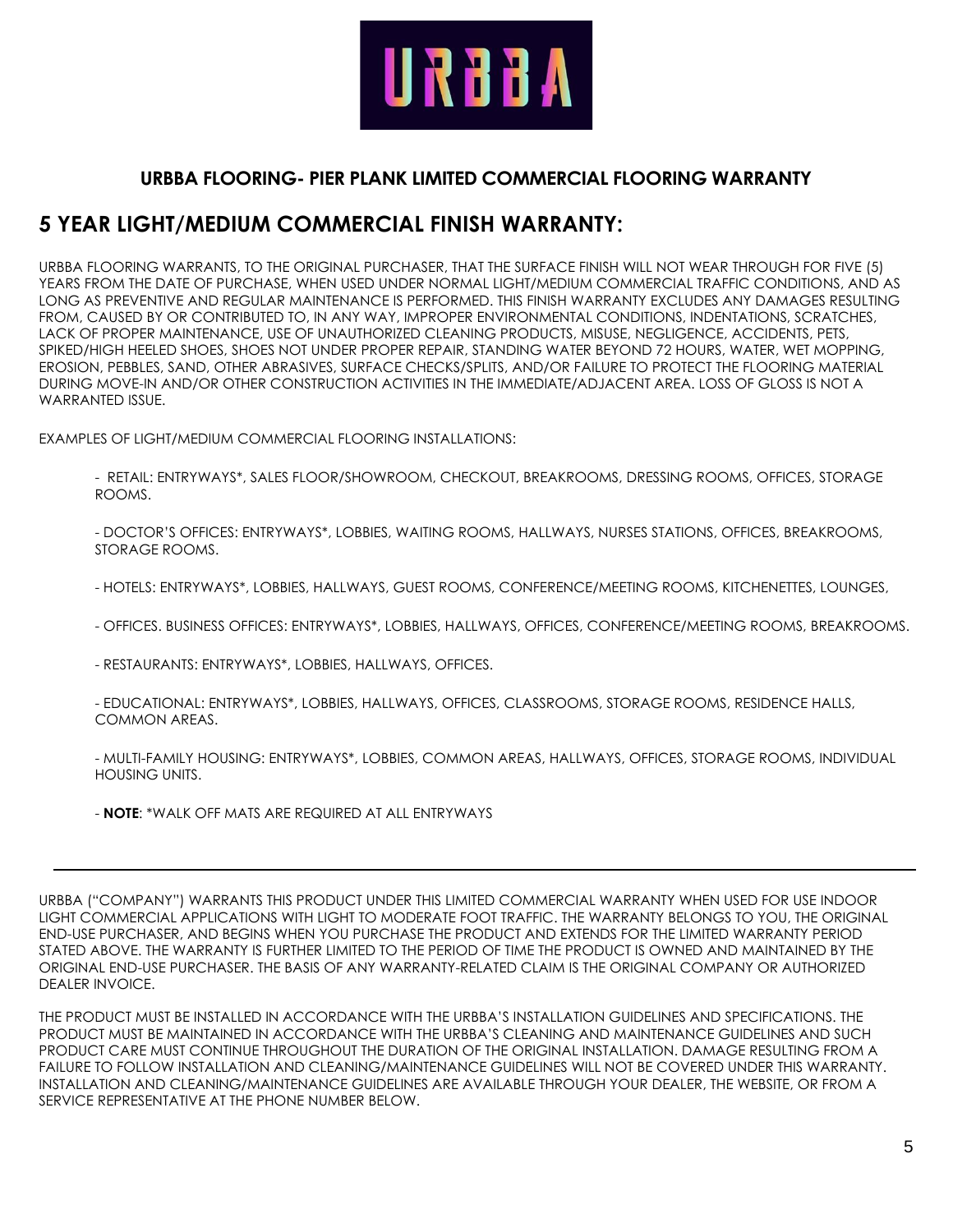URBBA

### URBBA FLOORING- PIER PLANK LIMITED COMMERCIAL FLOORING WARRANTY

## 5 YEAR LIGHT/MEDIUM COMMERCIAL FINISH WARRANTY:

URBBA FLOORING WARRANTS, TO THE ORIGINAL PURCHASER, THAT THE SURFACE FINISH WILL NOT WEAR THROUGH FOR FIVE (5) YEARS FROM THE DATE OF PURCHASE, WHEN USED UNDER NORMAL LIGHT/MEDIUM COMMERCIAL TRAFFIC CONDITIONS, AND AS LONG AS PREVENTIVE AND REGULAR MAINTENANCE IS PERFORMED. THIS FINISH WARRANTY EXCLUDES ANY DAMAGES RESULTING FROM, CAUSED BY OR CONTRIBUTED TO, IN ANY WAY, IMPROPER ENVIRONMENTAL CONDITIONS, INDENTATIONS, SCRATCHES, LACK OF PROPER MAINTENANCE, USE OF UNAUTHORIZED CLEANING PRODUCTS, MISUSE, NEGLIGENCE, ACCIDENTS, PETS, SPIKED/HIGH HEELED SHOES, SHOES NOT UNDER PROPER REPAIR, STANDING WATER BEYOND 72 HOURS, WATER, WET MOPPING, EROSION, PEBBLES, SAND, OTHER ABRASIVES, SURFACE CHECKS/SPLITS, AND/OR FAILURE TO PROTECT THE FLOORING MATERIAL DURING MOVE-IN AND/OR OTHER CONSTRUCTION ACTIVITIES IN THE IMMEDIATE/ADJACENT AREA. LOSS OF GLOSS IS NOT A WARRANTED ISSUE.

EXAMPLES OF LIGHT/MEDIUM COMMERCIAL FLOORING INSTALLATIONS:

- RETAIL: ENTRYWAYS*, SALES FLOOR/SHOWROOM, CHECKOUT, BREAKROOMS, DRESSING ROOMS, OFFICES, STORAGE ROOMS.
- DOCTOR'S OFFICES: ENTRYWAYS*, LOBBIES, WAITING ROOMS, HALLWAYS, NURSES STATIONS, OFFICES, BREAKROOMS, STORAGE ROOMS.
- HOTELS: ENTRYWAYS*, LOBBIES, HALLWAYS, GUEST ROOMS, CONFERENCE/MEETING ROOMS, KITCHENETTES, LOUNGES,
- OFFICES. BUSINESS OFFICES: ENTRYWAYS*, LOBBIES, HALLWAYS, OFFICES, CONFERENCE/MEETING ROOMS, BREAKROOMS.
- RESTAURANTS: ENTRYWAYS*, LOBBIES, HALLWAYS, OFFICES.
- EDUCATIONAL: ENTRYWAYS*, LOBBIES, HALLWAYS, OFFICES, CLASSROOMS, STORAGE ROOMS, RESIDENCE HALLS, COMMON AREAS.
- MULTI-FAMILY HOUSING: ENTRYWAYS*, LOBBIES, COMMON AREAS, HALLWAYS, OFFICES, STORAGE ROOMS, INDIVIDUAL HOUSING UNITS.
- **NOTE**: *WALK OFF MATS ARE REQUIRED AT ALL ENTRYWAYS

---

URBBA ("COMPANY") WARRANTS THIS PRODUCT UNDER THIS LIMITED COMMERCIAL WARRANTY WHEN USED FOR USE INDOOR LIGHT COMMERCIAL APPLICATIONS WITH LIGHT TO MODERATE FOOT TRAFFIC. THE WARRANTY BELONGS TO YOU, THE ORIGINAL END-USE PURCHASER, AND BEGINS WHEN YOU PURCHASE THE PRODUCT AND EXTENDS FOR THE LIMITED WARRANTY PERIOD STATED ABOVE. THE WARRANTY IS FURTHER LIMITED TO THE PERIOD OF TIME THE PRODUCT IS OWNED AND MAINTAINED BY THE ORIGINAL END-USE PURCHASER. THE BASIS OF ANY WARRANTY-RELATED CLAIM IS THE ORIGINAL COMPANY OR AUTHORIZED DEALER INVOICE.

THE PRODUCT MUST BE INSTALLED IN ACCORDANCE WITH THE URBBA'S INSTALLATION GUIDELINES AND SPECIFICATIONS. THE PRODUCT MUST BE MAINTAINED IN ACCORDANCE WITH THE URBBA'S CLEANING AND MAINTENANCE GUIDELINES AND SUCH PRODUCT CARE MUST CONTINUE THROUGHOUT THE DURATION OF THE ORIGINAL INSTALLATION. DAMAGE RESULTING FROM A FAILURE TO FOLLOW INSTALLATION AND CLEANING/MAINTENANCE GUIDELINES WILL NOT BE COVERED UNDER THIS WARRANTY. INSTALLATION AND CLEANING/MAINTENANCE GUIDELINES ARE AVAILABLE THROUGH YOUR DEALER, THE WEBSITE, OR FROM A SERVICE REPRESENTATIVE AT THE PHONE NUMBER BELOW.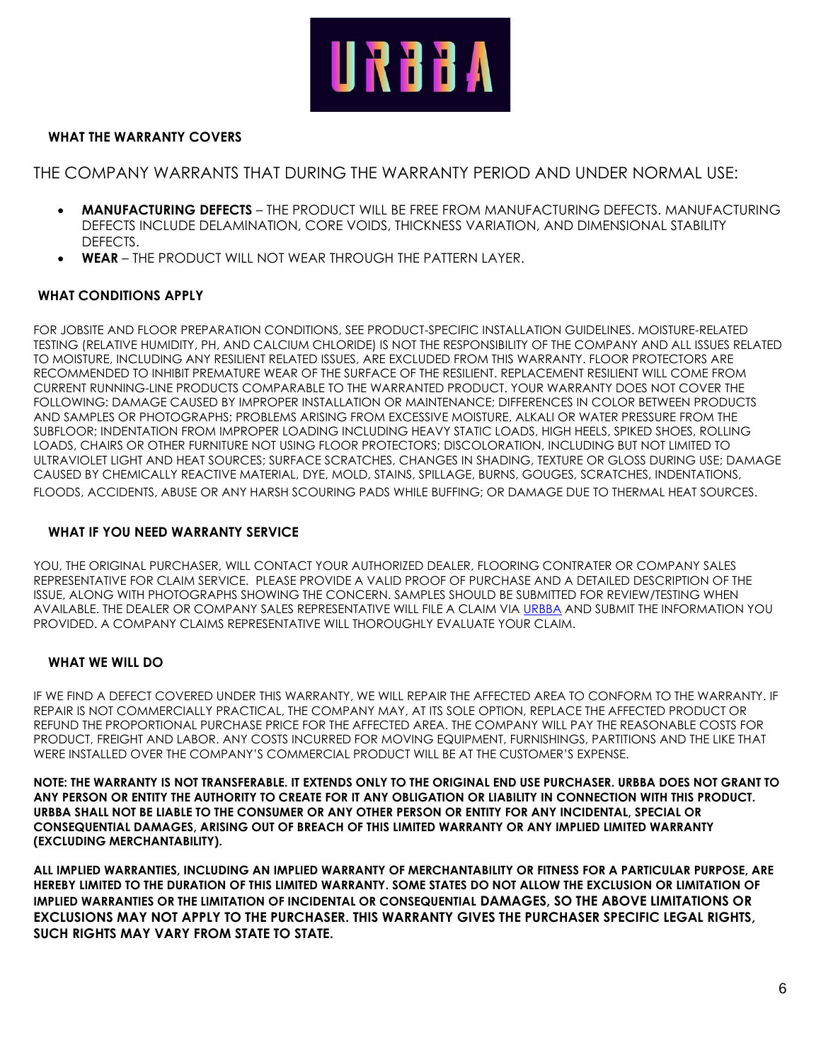URBBA

## WHAT THE WARRANTY COVERS

THE COMPANY WARRANTS THAT DURING THE WARRANTY PERIOD AND UNDER NORMAL USE:

- **MANUFACTURING DEFECTS** – THE PRODUCT WILL BE FREE FROM MANUFACTURING DEFECTS. MANUFACTURING DEFECTS INCLUDE DELAMINATION, CORE VOIDS, THICKNESS VARIATION, AND DIMENSIONAL STABILITY DEFECTS.
- **WEAR** – THE PRODUCT WILL NOT WEAR THROUGH THE PATTERN LAYER.

## WHAT CONDITIONS APPLY

FOR JOBSITE AND FLOOR PREPARATION CONDITIONS, SEE PRODUCT-SPECIFIC INSTALLATION GUIDELINES. MOISTURE-RELATED TESTING (RELATIVE HUMIDITY, PH, AND CALCIUM CHLORIDE) IS NOT THE RESPONSIBILITY OF THE COMPANY AND ALL ISSUES RELATED TO MOISTURE, INCLUDING ANY RESILIENT RELATED ISSUES, ARE EXCLUDED FROM THIS WARRANTY. FLOOR PROTECTORS ARE RECOMMENDED TO INHIBIT PREMATURE WEAR OF THE SURFACE OF THE RESILIENT. REPLACEMENT RESILIENT WILL COME FROM CURRENT RUNNING-LINE PRODUCTS COMPARABLE TO THE WARRANTED PRODUCT. YOUR WARRANTY DOES NOT COVER THE FOLLOWING: DAMAGE CAUSED BY IMPROPER INSTALLATION OR MAINTENANCE; DIFFERENCES IN COLOR BETWEEN PRODUCTS AND SAMPLES OR PHOTOGRAPHS; PROBLEMS ARISING FROM EXCESSIVE MOISTURE, ALKALI OR WATER PRESSURE FROM THE SUBFLOOR; INDENTATION FROM IMPROPER LOADING INCLUDING HEAVY STATIC LOADS, HIGH HEELS, SPIKED SHOES, ROLLING LOADS, CHAIRS OR OTHER FURNITURE NOT USING FLOOR PROTECTORS; DISCOLORATION, INCLUDING BUT NOT LIMITED TO ULTRAVIOLET LIGHT AND HEAT SOURCES; SURFACE SCRATCHES, CHANGES IN SHADING, TEXTURE OR GLOSS DURING USE; DAMAGE CAUSED BY CHEMICALLY REACTIVE MATERIAL, DYE, MOLD, STAINS, SPILLAGE, BURNS, GOUGES, SCRATCHES, INDENTATIONS, FLOODS, ACCIDENTS, ABUSE OR ANY HARSH SCOURING PADS WHILE BUFFING; OR DAMAGE DUE TO THERMAL HEAT SOURCES.

## WHAT IF YOU NEED WARRANTY SERVICE

YOU, THE ORIGINAL PURCHASER, WILL CONTACT YOUR AUTHORIZED DEALER, FLOORING CONTRATER OR COMPANY SALES REPRESENTATIVE FOR CLAIM SERVICE. PLEASE PROVIDE A VALID PROOF OF PURCHASE AND A DETAILED DESCRIPTION OF THE ISSUE, ALONG WITH PHOTOGRAPHS SHOWING THE CONCERN. SAMPLES SHOULD BE SUBMITTED FOR REVIEW/TESTING WHEN AVAILABLE. THE DEALER OR COMPANY SALES REPRESENTATIVE WILL FILE A CLAIM VIA URBBA AND SUBMIT THE INFORMATION YOU PROVIDED. A COMPANY CLAIMS REPRESENTATIVE WILL THOROUGHLY EVALUATE YOUR CLAIM.

## WHAT WE WILL DO

IF WE FIND A DEFECT COVERED UNDER THIS WARRANTY, WE WILL REPAIR THE AFFECTED AREA TO CONFORM TO THE WARRANTY. IF REPAIR IS NOT COMMERCIALLY PRACTICAL, THE COMPANY MAY, AT ITS SOLE OPTION, REPLACE THE AFFECTED PRODUCT OR REFUND THE PROPORTIONAL PURCHASE PRICE FOR THE AFFECTED AREA. THE COMPANY WILL PAY THE REASONABLE COSTS FOR PRODUCT, FREIGHT AND LABOR. ANY COSTS INCURRED FOR MOVING EQUIPMENT, FURNISHINGS, PARTITIONS AND THE LIKE THAT WERE INSTALLED OVER THE COMPANY'S COMMERCIAL PRODUCT WILL BE AT THE CUSTOMER'S EXPENSE.

**NOTE: THE WARRANTY IS NOT TRANSFERABLE. IT EXTENDS ONLY TO THE ORIGINAL END USE PURCHASER. URBBA DOES NOT GRANT TO ANY PERSON OR ENTITY THE AUTHORITY TO CREATE FOR IT ANY OBLIGATION OR LIABILITY IN CONNECTION WITH THIS PRODUCT. URBBA SHALL NOT BE LIABLE TO THE CONSUMER OR ANY OTHER PERSON OR ENTITY FOR ANY INCIDENTAL, SPECIAL OR CONSEQUENTIAL DAMAGES, ARISING OUT OF BREACH OF THIS LIMITED WARRANTY OR ANY IMPLIED LIMITED WARRANTY (EXCLUDING MERCHANTABILITY).**

**ALL IMPLIED WARRANTIES, INCLUDING AN IMPLIED WARRANTY OF MERCHANTABILITY OR FITNESS FOR A PARTICULAR PURPOSE, ARE HEREBY LIMITED TO THE DURATION OF THIS LIMITED WARRANTY. SOME STATES DO NOT ALLOW THE EXCLUSION OR LIMITATION OF IMPLIED WARRANTIES OR THE LIMITATION OF INCIDENTAL OR CONSEQUENTIAL DAMAGES, SO THE ABOVE LIMITATIONS OR EXCLUSIONS MAY NOT APPLY TO THE PURCHASER. THIS WARRANTY GIVES THE PURCHASER SPECIFIC LEGAL RIGHTS, SUCH RIGHTS MAY VARY FROM STATE TO STATE.**